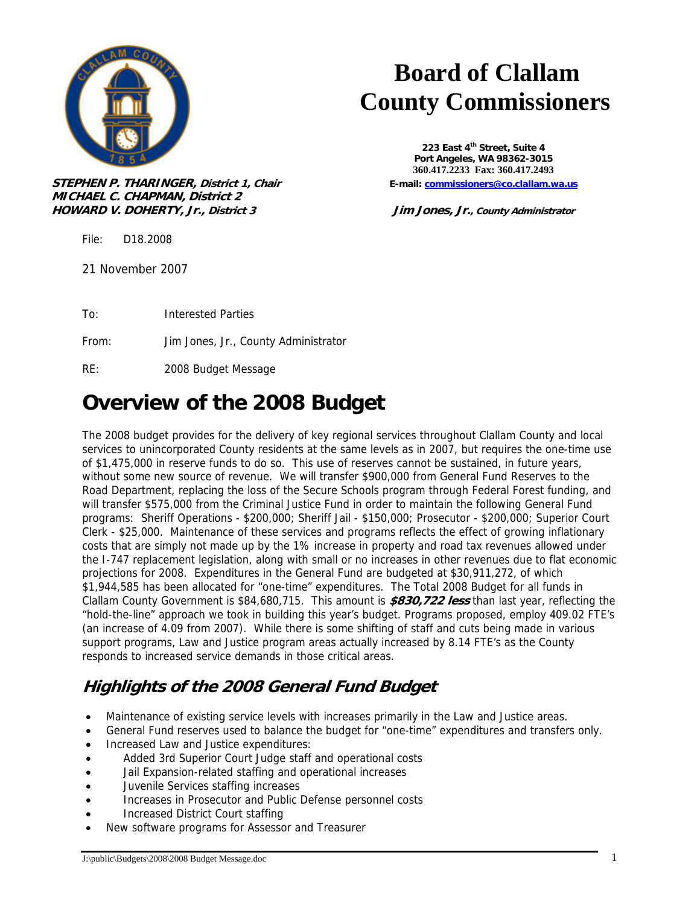# Board of Clallam County Commissioners

223 East 4th Street, Suite 4
Port Angeles, WA 98362-3015
360.417.2233 Fax: 360.417.2493
E-mail: commissioners@co.clallam.wa.us

***STEPHEN P. THARINGER, District 1, Chair***
***MICHAEL C. CHAPMAN, District 2***
***HOWARD V. DOHERTY, Jr., District 3***

***Jim Jones, Jr., County Administrator***

File: D18.2008

21 November 2007

To: Interested Parties

From: Jim Jones, Jr., County Administrator

RE: 2008 Budget Message

# Overview of the 2008 Budget

The 2008 budget provides for the delivery of key regional services throughout Clallam County and local services to unincorporated County residents at the same levels as in 2007, but requires the one-time use of $1,475,000 in reserve funds to do so. This use of reserves cannot be sustained, in future years, without some new source of revenue. We will transfer $900,000 from General Fund Reserves to the Road Department, replacing the loss of the Secure Schools program through Federal Forest funding, and will transfer $575,000 from the Criminal Justice Fund in order to maintain the following General Fund programs: Sheriff Operations - $200,000; Sheriff Jail - $150,000; Prosecutor - $200,000; Superior Court Clerk - $25,000. Maintenance of these services and programs reflects the effect of growing inflationary costs that are simply not made up by the 1% increase in property and road tax revenues allowed under the I-747 replacement legislation, along with small or no increases in other revenues due to flat economic projections for 2008. Expenditures in the General Fund are budgeted at $30,911,272, of which $1,944,585 has been allocated for "one-time" expenditures. The Total 2008 Budget for all funds in Clallam County Government is $84,680,715. This amount is ***$830,722 less*** than last year, reflecting the "hold-the-line" approach we took in building this year's budget. Programs proposed, employ 409.02 FTE's (an increase of 4.09 from 2007). While there is some shifting of staff and cuts being made in various support programs, Law and Justice program areas actually increased by 8.14 FTE's as the County responds to increased service demands in those critical areas.

## *Highlights of the 2008 General Fund Budget*

- Maintenance of existing service levels with increases primarily in the Law and Justice areas.
- General Fund reserves used to balance the budget for "one-time" expenditures and transfers only.
- Increased Law and Justice expenditures:
  - Added 3rd Superior Court Judge staff and operational costs
  - Jail Expansion-related staffing and operational increases
  - Juvenile Services staffing increases
  - Increases in Prosecutor and Public Defense personnel costs
  - Increased District Court staffing
- New software programs for Assessor and Treasurer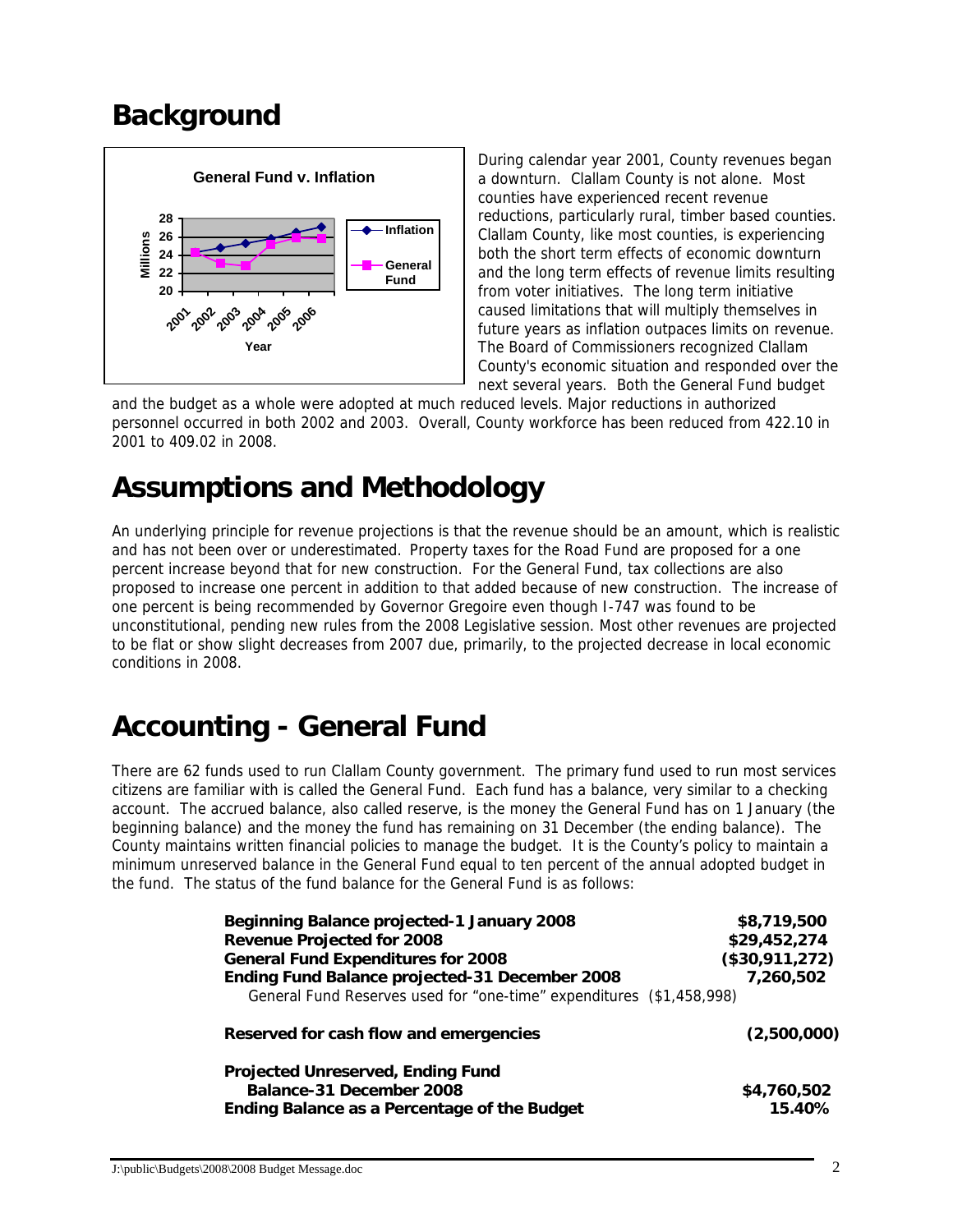# Background

During calendar year 2001, County revenues began a downturn. Clallam County is not alone. Most counties have experienced recent revenue reductions, particularly rural, timber based counties. Clallam County, like most counties, is experiencing both the short term effects of economic downturn and the long term effects of revenue limits resulting from voter initiatives. The long term initiative caused limitations that will multiply themselves in future years as inflation outpaces limits on revenue. The Board of Commissioners recognized Clallam County's economic situation and responded over the next several years. Both the General Fund budget and the budget as a whole were adopted at much reduced levels. Major reductions in authorized personnel occurred in both 2002 and 2003. Overall, County workforce has been reduced from 422.10 in 2001 to 409.02 in 2008.

# Assumptions and Methodology

An underlying principle for revenue projections is that the revenue should be an amount, which is realistic and has not been over or underestimated. Property taxes for the Road Fund are proposed for a one percent increase beyond that for new construction. For the General Fund, tax collections are also proposed to increase one percent in addition to that added because of new construction. The increase of one percent is being recommended by Governor Gregoire even though I-747 was found to be unconstitutional, pending new rules from the 2008 Legislative session. Most other revenues are projected to be flat or show slight decreases from 2007 due, primarily, to the projected decrease in local economic conditions in 2008.

# Accounting - General Fund

There are 62 funds used to run Clallam County government. The primary fund used to run most services citizens are familiar with is called the General Fund. Each fund has a balance, very similar to a checking account. The accrued balance, also called reserve, is the money the General Fund has on 1 January (the beginning balance) and the money the fund has remaining on 31 December (the ending balance). The County maintains written financial policies to manage the budget. It is the County's policy to maintain a minimum unreserved balance in the General Fund equal to ten percent of the annual adopted budget in the fund. The status of the fund balance for the General Fund is as follows:

| | |
|---|---|
| **Beginning Balance projected-1 January 2008** | **$8,719,500** |
| **Revenue Projected for 2008** | **$29,452,274** |
| **General Fund Expenditures for 2008** | **($30,911,272)** |
| **Ending Fund Balance projected-31 December 2008** | **7,260,502** |
| General Fund Reserves used for "one-time" expenditures ($1,458,998) | |
| **Reserved for cash flow and emergencies** | **(2,500,000)** |
| **Projected Unreserved, Ending Fund Balance-31 December 2008** | **$4,760,502** |
| **Ending Balance as a Percentage of the Budget** | **15.40%** |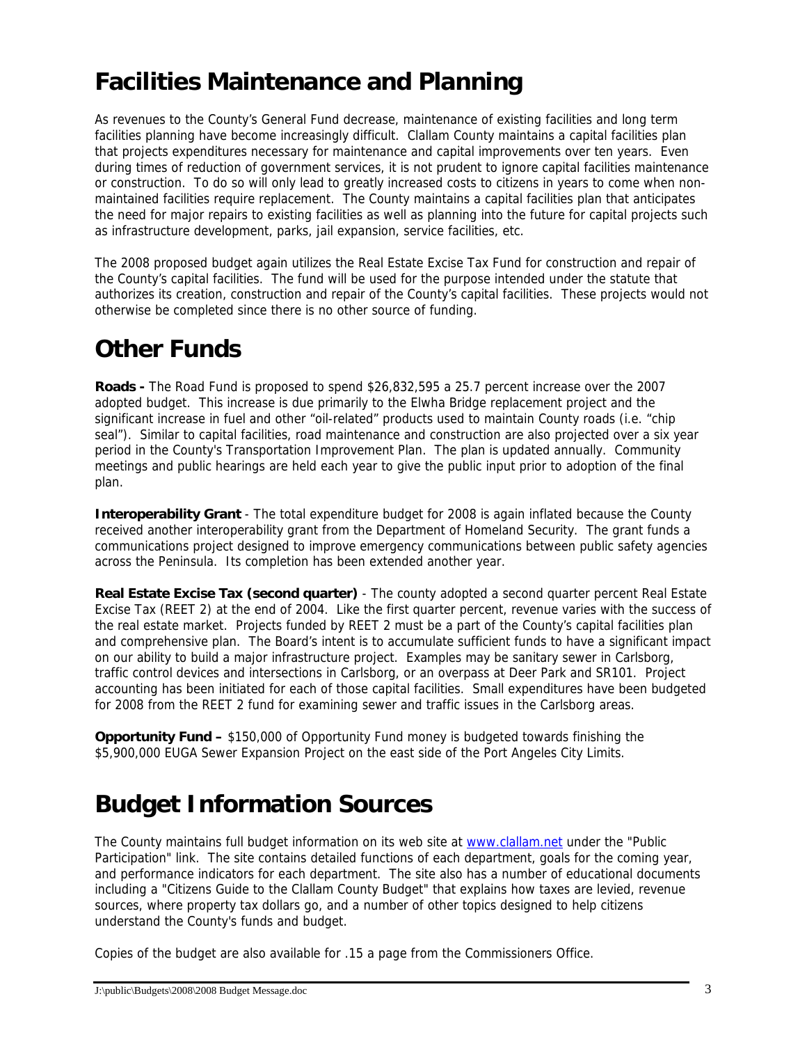# Facilities Maintenance and Planning

As revenues to the County's General Fund decrease, maintenance of existing facilities and long term facilities planning have become increasingly difficult. Clallam County maintains a capital facilities plan that projects expenditures necessary for maintenance and capital improvements over ten years. Even during times of reduction of government services, it is not prudent to ignore capital facilities maintenance or construction. To do so will only lead to greatly increased costs to citizens in years to come when non-maintained facilities require replacement. The County maintains a capital facilities plan that anticipates the need for major repairs to existing facilities as well as planning into the future for capital projects such as infrastructure development, parks, jail expansion, service facilities, etc.

The 2008 proposed budget again utilizes the Real Estate Excise Tax Fund for construction and repair of the County's capital facilities. The fund will be used for the purpose intended under the statute that authorizes its creation, construction and repair of the County's capital facilities. These projects would not otherwise be completed since there is no other source of funding.

# Other Funds

**Roads -** The Road Fund is proposed to spend $26,832,595 a 25.7 percent increase over the 2007 adopted budget. This increase is due primarily to the Elwha Bridge replacement project and the significant increase in fuel and other "oil-related" products used to maintain County roads (i.e. "chip seal"). Similar to capital facilities, road maintenance and construction are also projected over a six year period in the County's Transportation Improvement Plan. The plan is updated annually. Community meetings and public hearings are held each year to give the public input prior to adoption of the final plan.

**Interoperability Grant** - The total expenditure budget for 2008 is again inflated because the County received another interoperability grant from the Department of Homeland Security. The grant funds a communications project designed to improve emergency communications between public safety agencies across the Peninsula. Its completion has been extended another year.

**Real Estate Excise Tax (second quarter)** - The county adopted a second quarter percent Real Estate Excise Tax (REET 2) at the end of 2004. Like the first quarter percent, revenue varies with the success of the real estate market. Projects funded by REET 2 must be a part of the County's capital facilities plan and comprehensive plan. The Board's intent is to accumulate sufficient funds to have a significant impact on our ability to build a major infrastructure project. Examples may be sanitary sewer in Carlsborg, traffic control devices and intersections in Carlsborg, or an overpass at Deer Park and SR101. Project accounting has been initiated for each of those capital facilities. Small expenditures have been budgeted for 2008 from the REET 2 fund for examining sewer and traffic issues in the Carlsborg areas.

**Opportunity Fund –** $150,000 of Opportunity Fund money is budgeted towards finishing the $5,900,000 EUGA Sewer Expansion Project on the east side of the Port Angeles City Limits.

# Budget Information Sources

The County maintains full budget information on its web site at www.clallam.net under the "Public Participation" link. The site contains detailed functions of each department, goals for the coming year, and performance indicators for each department. The site also has a number of educational documents including a "Citizens Guide to the Clallam County Budget" that explains how taxes are levied, revenue sources, where property tax dollars go, and a number of other topics designed to help citizens understand the County's funds and budget.

Copies of the budget are also available for .15 a page from the Commissioners Office.